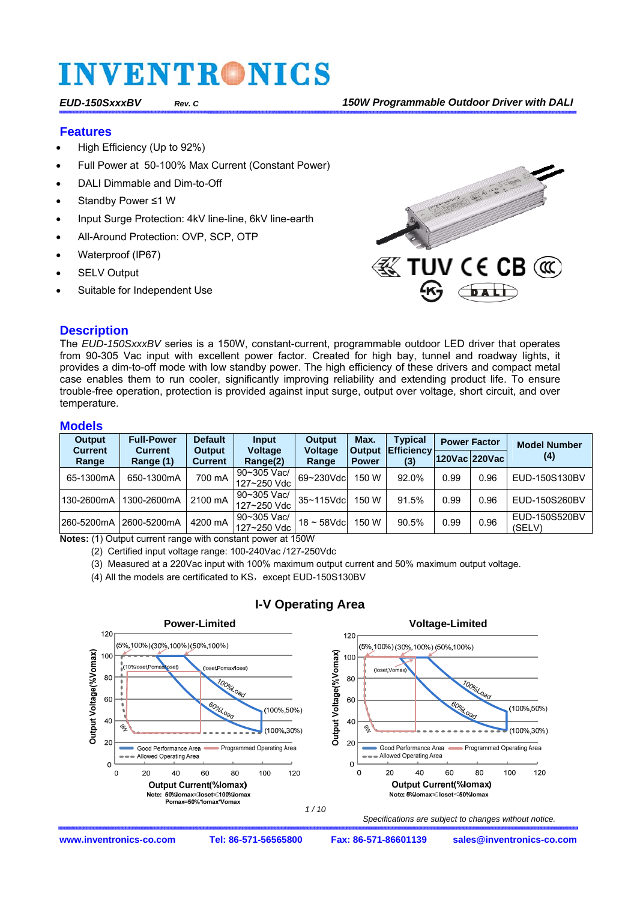# INVENTRONICS

*EUD-150SxxxBV* *Rev. C* ***150W Programmable Outdoor Driver with DALI***

## Features

- High Efficiency (Up to 92%)
- Full Power at 50-100% Max Current (Constant Power)
- DALI Dimmable and Dim-to-Off
- Standby Power ≤1 W
- Input Surge Protection: 4kV line-line, 6kV line-earth
- All-Around Protection: OVP, SCP, OTP
- Waterproof (IP67)
- SELV Output
- Suitable for Independent Use

## Description

The *EUD-150SxxxBV* series is a 150W, constant-current, programmable outdoor LED driver that operates from 90-305 Vac input with excellent power factor. Created for high bay, low bay, tunnel and roadway lights, it provides a dim-to-off mode with low standby power. The high efficiency of these drivers and compact metal case enables them to run cooler, significantly improving reliability and extending product life. To ensure trouble-free operation, protection is provided against input surge, output over voltage, short circuit, and over temperature.

## Models

| Output Current Range | Full-Power Current Range (1) | Default Output Current | Input Voltage Range(2) | Output Voltage Range | Max. Output Power | Typical Efficiency (3) | Power Factor | | Model Number (4) |
|---|---|---|---|---|---|---|---|---|---|
| | | | | | | | 120Vac | 220Vac | |
| 65-1300mA | 650-1300mA | 700 mA | 90~305 Vac/ 127~250 Vdc | 69~230Vdc | 150 W | 92.0% | 0.99 | 0.96 | EUD-150S130BV |
| 130-2600mA | 1300-2600mA | 2100 mA | 90~305 Vac/ 127~250 Vdc | 35~115Vdc | 150 W | 91.5% | 0.99 | 0.96 | EUD-150S260BV |
| 260-5200mA | 2600-5200mA | 4200 mA | 90~305 Vac/ 127~250 Vdc | 18 ~ 58Vdc | 150 W | 90.5% | 0.99 | 0.96 | EUD-150S520BV (SELV) |

**Notes:** (1) Output current range with constant power at 150W

(2) Certified input voltage range: 100-240Vac /127-250Vdc

(3) Measured at a 220Vac input with 100% maximum output current and 50% maximum output voltage.

(4) All the models are certificated to KS，except EUD-150S130BV

## I-V Operating Area

**Power-Limited**

Output Voltage(%Vomax) vs. Output Current(%Iomax); points: (5%,100%) (30%,100%) (50%,100%); (10%Ioset,Pomax/Ioset); (Ioset,Pomax/Ioset); 100%Load; 60%Load; 9W; (100%,50%); (100%,30%). Legend: Good Performance Area; Programmed Operating Area; Allowed Operating Area.

Note: 50%Iomax≤Ioset≤100%Iomax
Pomax=50%*Iomax*Vomax

**Voltage-Limited**

Output Voltage(%Vomax) vs. Output Current(%Iomax); points: (5%,100%) (30%,100%) (50%,100%); (Ioset,Vomax); 100%Load; 60%Load; 9W; (100%,50%); (100%,30%). Legend: Good Performance Area; Programmed Operating Area; Allowed Operating Area.

Note: 5%Iomax≤ Ioset<50%Iomax

*Specifications are subject to changes without notice.*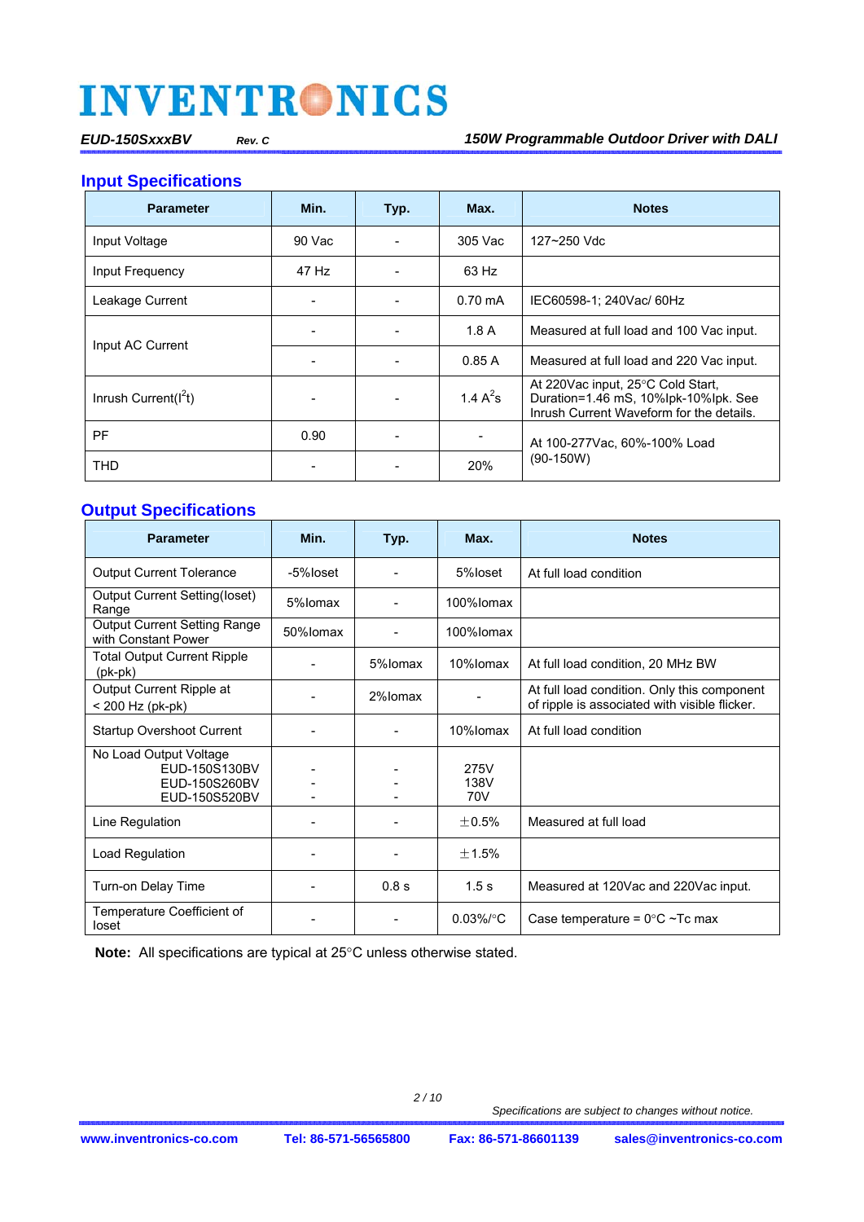## Input Specifications

| Parameter | Min. | Typ. | Max. | Notes |
|---|---|---|---|---|
| Input Voltage | 90 Vac | - | 305 Vac | 127~250 Vdc |
| Input Frequency | 47 Hz | - | 63 Hz | |
| Leakage Current | - | - | 0.70 mA | IEC60598-1; 240Vac/ 60Hz |
| Input AC Current | - | - | 1.8 A | Measured at full load and 100 Vac input. |
| | - | - | 0.85 A | Measured at full load and 220 Vac input. |
| Inrush Current($I^2t$) | - | - | 1.4 $A^2s$ | At 220Vac input, 25°C Cold Start, Duration=1.46 mS, 10%Ipk-10%Ipk. See Inrush Current Waveform for the details. |
| PF | 0.90 | - | - | At 100-277Vac, 60%-100% Load (90-150W) |
| THD | - | - | 20% | |

## Output Specifications

| Parameter | Min. | Typ. | Max. | Notes |
|---|---|---|---|---|
| Output Current Tolerance | -5%Ioset | - | 5%Ioset | At full load condition |
| Output Current Setting(Ioset) Range | 5%Iomax | - | 100%Iomax | |
| Output Current Setting Range with Constant Power | 50%Iomax | - | 100%Iomax | |
| Total Output Current Ripple (pk-pk) | - | 5%Iomax | 10%Iomax | At full load condition, 20 MHz BW |
| Output Current Ripple at < 200 Hz (pk-pk) | - | 2%Iomax | - | At full load condition. Only this component of ripple is associated with visible flicker. |
| Startup Overshoot Current | - | - | 10%Iomax | At full load condition |
| No Load Output Voltage<br>EUD-150S130BV<br>EUD-150S260BV<br>EUD-150S520BV | <br>-<br>-<br>- | <br>-<br>-<br>- | <br>275V<br>138V<br>70V | |
| Line Regulation | - | - | ±0.5% | Measured at full load |
| Load Regulation | - | - | ±1.5% | |
| Turn-on Delay Time | - | 0.8 s | 1.5 s | Measured at 120Vac and 220Vac input. |
| Temperature Coefficient of Ioset | - | - | 0.03%/°C | Case temperature = 0°C ~Tc max |

**Note:** All specifications are typical at 25°C unless otherwise stated.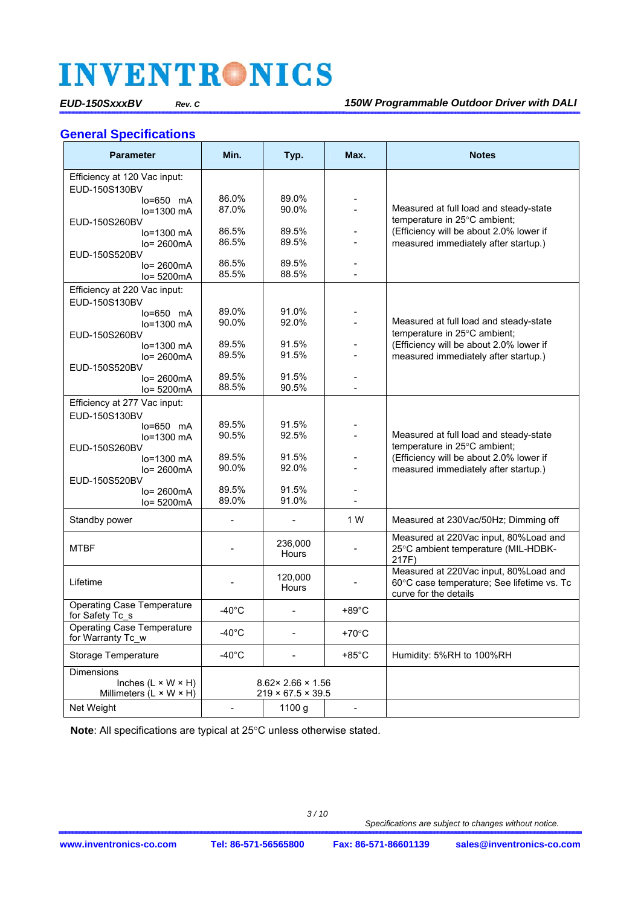## General Specifications

| Parameter | Min. | Typ. | Max. | Notes |
|---|---|---|---|---|
| Efficiency at 120 Vac input: | | | | |
| EUD-150S130BV | | | | |
| Io=650 mA | 86.0% | 89.0% | - | Measured at full load and steady-state temperature in 25°C ambient; (Efficiency will be about 2.0% lower if measured immediately after startup.) |
| Io=1300 mA | 87.0% | 90.0% | - | |
| EUD-150S260BV | | | | |
| Io=1300 mA | 86.5% | 89.5% | - | |
| Io= 2600mA | 86.5% | 89.5% | - | |
| EUD-150S520BV | | | | |
| Io= 2600mA | 86.5% | 89.5% | - | |
| Io= 5200mA | 85.5% | 88.5% | - | |
| Efficiency at 220 Vac input: | | | | |
| EUD-150S130BV | | | | |
| Io=650 mA | 89.0% | 91.0% | - | Measured at full load and steady-state temperature in 25°C ambient; (Efficiency will be about 2.0% lower if measured immediately after startup.) |
| Io=1300 mA | 90.0% | 92.0% | - | |
| EUD-150S260BV | | | | |
| Io=1300 mA | 89.5% | 91.5% | - | |
| Io= 2600mA | 89.5% | 91.5% | - | |
| EUD-150S520BV | | | | |
| Io= 2600mA | 89.5% | 91.5% | - | |
| Io= 5200mA | 88.5% | 90.5% | - | |
| Efficiency at 277 Vac input: | | | | |
| EUD-150S130BV | | | | |
| Io=650 mA | 89.5% | 91.5% | - | Measured at full load and steady-state temperature in 25°C ambient; (Efficiency will be about 2.0% lower if measured immediately after startup.) |
| Io=1300 mA | 90.5% | 92.5% | - | |
| EUD-150S260BV | | | | |
| Io=1300 mA | 89.5% | 91.5% | - | |
| Io= 2600mA | 90.0% | 92.0% | - | |
| EUD-150S520BV | | | | |
| Io= 2600mA | 89.5% | 91.5% | - | |
| Io= 5200mA | 89.0% | 91.0% | - | |
| Standby power | - | - | 1 W | Measured at 230Vac/50Hz; Dimming off |
| MTBF | - | 236,000 Hours | - | Measured at 220Vac input, 80%Load and 25°C ambient temperature (MIL-HDBK-217F) |
| Lifetime | - | 120,000 Hours | - | Measured at 220Vac input, 80%Load and 60°C case temperature; See lifetime vs. Tc curve for the details |
| Operating Case Temperature for Safety Tc_s | -40°C | - | +89°C | |
| Operating Case Temperature for Warranty Tc_w | -40°C | - | +70°C | |
| Storage Temperature | -40°C | - | +85°C | Humidity: 5%RH to 100%RH |
| Dimensions<br>Inches (L × W × H)<br>Millimeters (L × W × H) | | 8.62× 2.66 × 1.56<br>219 × 67.5 × 39.5 | | |
| Net Weight | - | 1100 g | - | |

**Note**: All specifications are typical at 25°C unless otherwise stated.

*Specifications are subject to changes without notice.*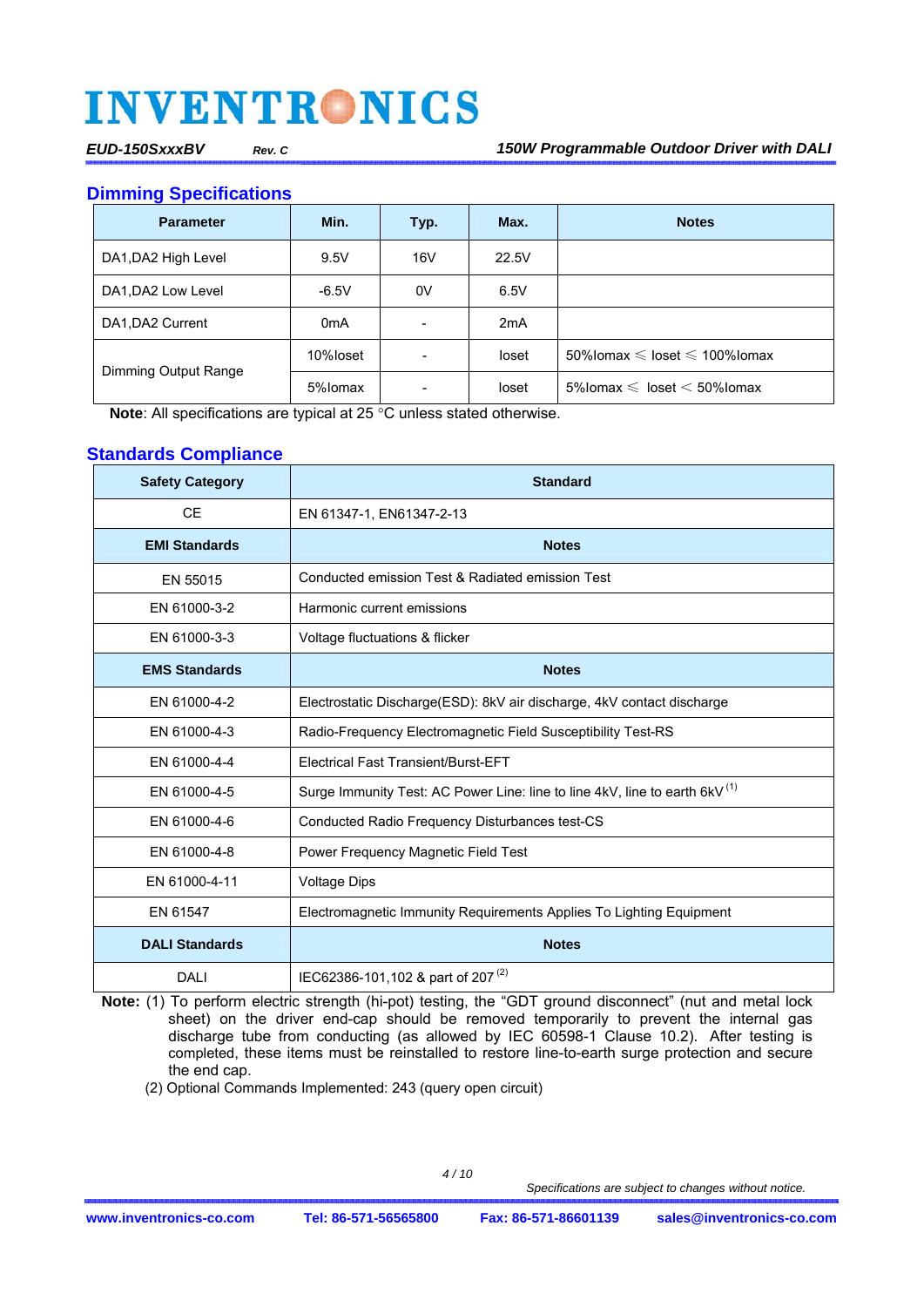## Dimming Specifications

| Parameter | Min. | Typ. | Max. | Notes |
|---|---|---|---|---|
| DA1,DA2 High Level | 9.5V | 16V | 22.5V | |
| DA1,DA2 Low Level | -6.5V | 0V | 6.5V | |
| DA1,DA2 Current | 0mA | - | 2mA | |
| Dimming Output Range | 10%Ioset | - | Ioset | 50%Iomax ≤ Ioset ≤ 100%Iomax |
| | 5%Iomax | - | Ioset | 5%Iomax ≤ Ioset < 50%Iomax |

**Note**: All specifications are typical at 25 °C unless stated otherwise.

## Standards Compliance

| Safety Category | Standard |
|---|---|
| CE | EN 61347-1, EN61347-2-13 |
| **EMI Standards** | **Notes** |
| EN 55015 | Conducted emission Test & Radiated emission Test |
| EN 61000-3-2 | Harmonic current emissions |
| EN 61000-3-3 | Voltage fluctuations & flicker |
| **EMS Standards** | **Notes** |
| EN 61000-4-2 | Electrostatic Discharge(ESD): 8kV air discharge, 4kV contact discharge |
| EN 61000-4-3 | Radio-Frequency Electromagnetic Field Susceptibility Test-RS |
| EN 61000-4-4 | Electrical Fast Transient/Burst-EFT |
| EN 61000-4-5 | Surge Immunity Test: AC Power Line: line to line 4kV, line to earth 6kV (1) |
| EN 61000-4-6 | Conducted Radio Frequency Disturbances test-CS |
| EN 61000-4-8 | Power Frequency Magnetic Field Test |
| EN 61000-4-11 | Voltage Dips |
| EN 61547 | Electromagnetic Immunity Requirements Applies To Lighting Equipment |
| **DALI Standards** | **Notes** |
| DALI | IEC62386-101,102 & part of 207 (2) |

**Note:** (1) To perform electric strength (hi-pot) testing, the "GDT ground disconnect" (nut and metal lock sheet) on the driver end-cap should be removed temporarily to prevent the internal gas discharge tube from conducting (as allowed by IEC 60598-1 Clause 10.2). After testing is completed, these items must be reinstalled to restore line-to-earth surge protection and secure the end cap.

(2) Optional Commands Implemented: 243 (query open circuit)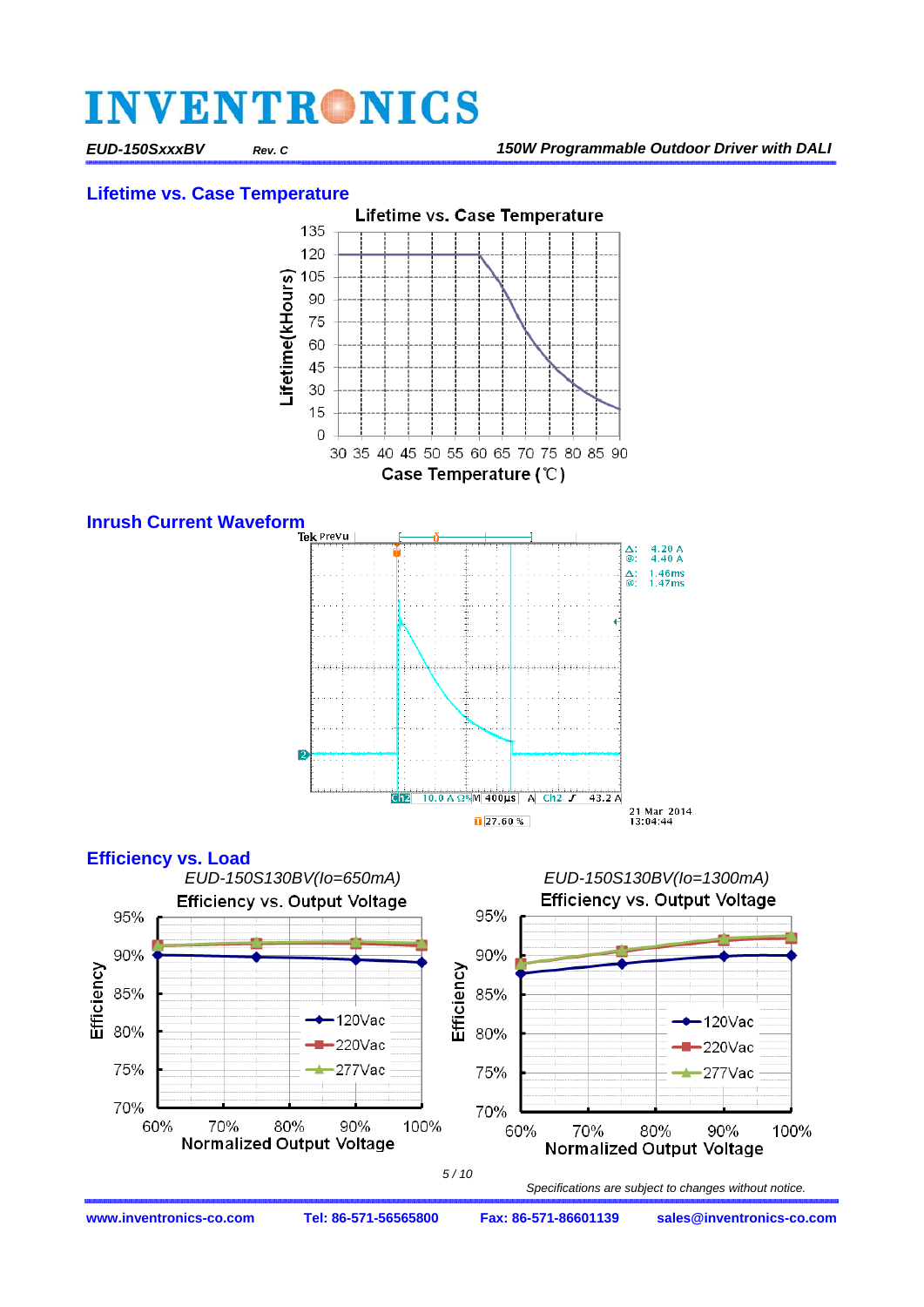## Lifetime vs. Case Temperature

Lifetime vs. Case Temperature

Lifetime(kHours)

Case Temperature (℃)

## Inrush Current Waveform

## Efficiency vs. Load

*EUD-150S130BV(Io=650mA)*

Efficiency vs. Output Voltage

*EUD-150S130BV(Io=1300mA)*

Efficiency vs. Output Voltage

*Specifications are subject to changes without notice.*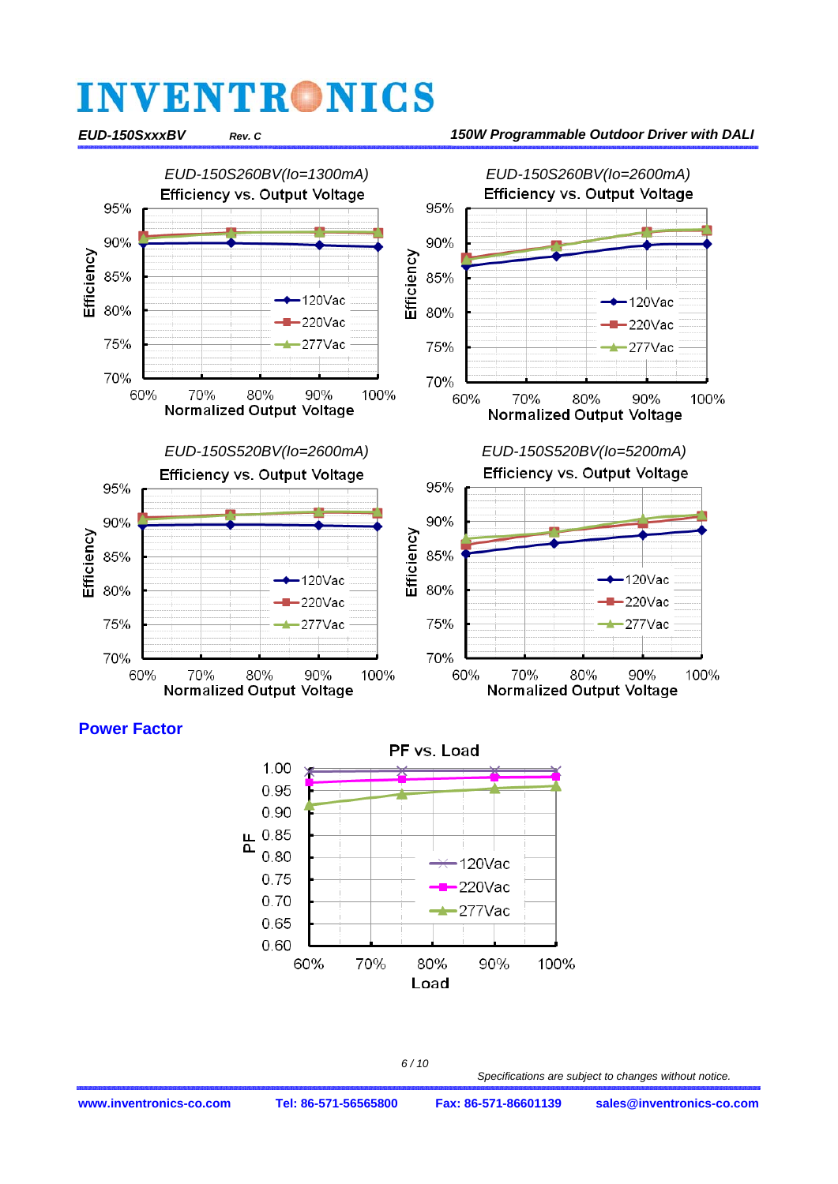EUD-150SxxxBV Rev. C 150W Programmable Outdoor Driver with DALI

EUD-150S260BV(Io=1300mA)

Efficiency vs. Output Voltage

EUD-150S260BV(Io=2600mA)

Efficiency vs. Output Voltage

EUD-150S520BV(Io=2600mA)

Efficiency vs. Output Voltage

EUD-150S520BV(Io=5200mA)

Efficiency vs. Output Voltage

## Power Factor

PF vs. Load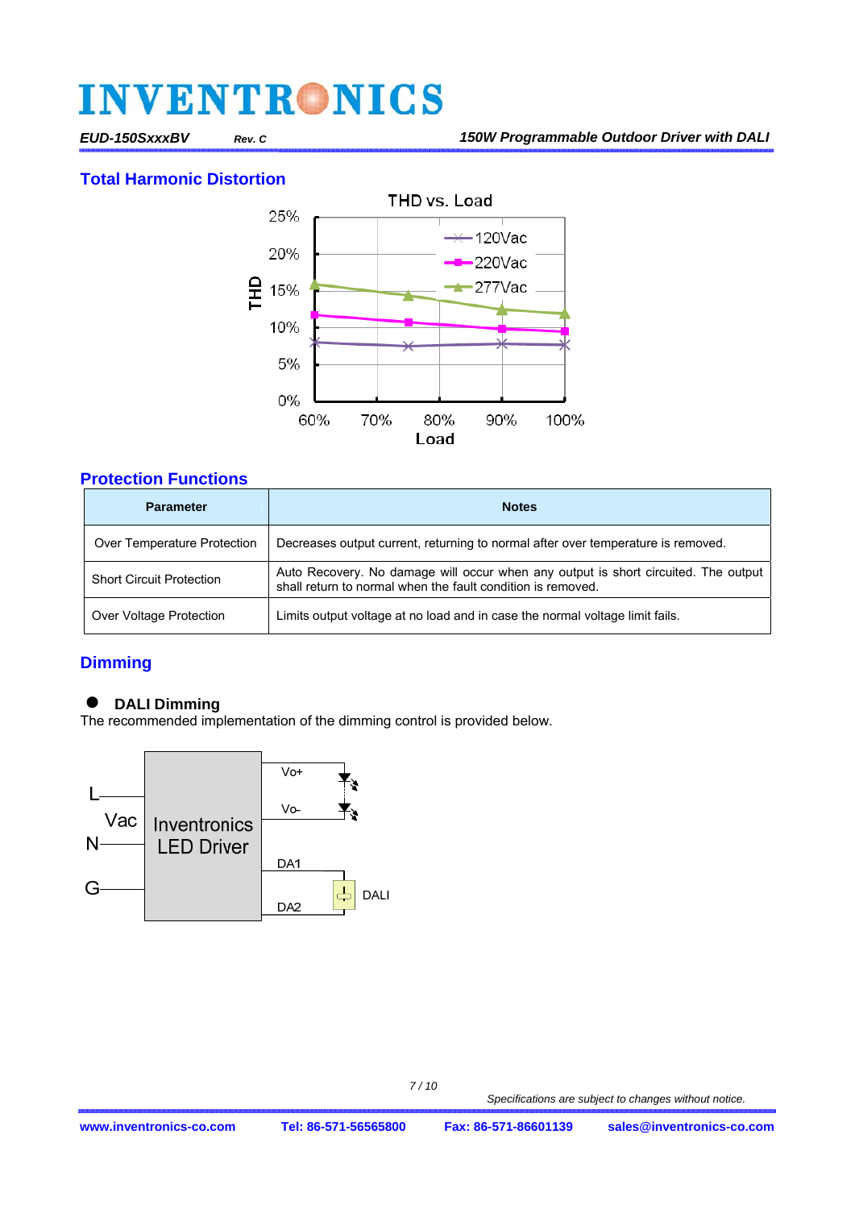## Total Harmonic Distortion

## Protection Functions

| Parameter | Notes |
|---|---|
| Over Temperature Protection | Decreases output current, returning to normal after over temperature is removed. |
| Short Circuit Protection | Auto Recovery. No damage will occur when any output is short circuited. The output shall return to normal when the fault condition is removed. |
| Over Voltage Protection | Limits output voltage at no load and in case the normal voltage limit fails. |

## Dimming

- **DALI Dimming**

The recommended implementation of the dimming control is provided below.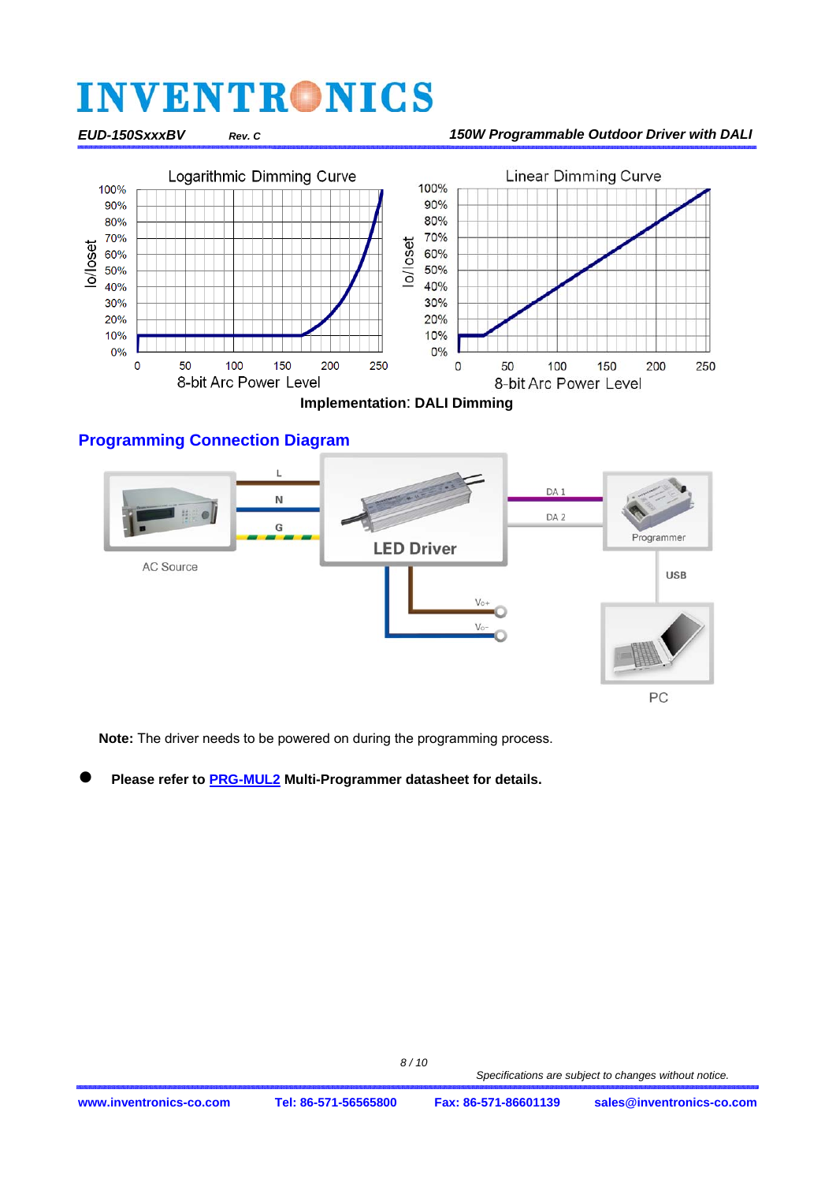Logarithmic Dimming Curve

Linear Dimming Curve

**Implementation: DALI Dimming**

## Programming Connection Diagram

**Note:** The driver needs to be powered on during the programming process.

- **Please refer to PRG-MUL2 Multi-Programmer datasheet for details.**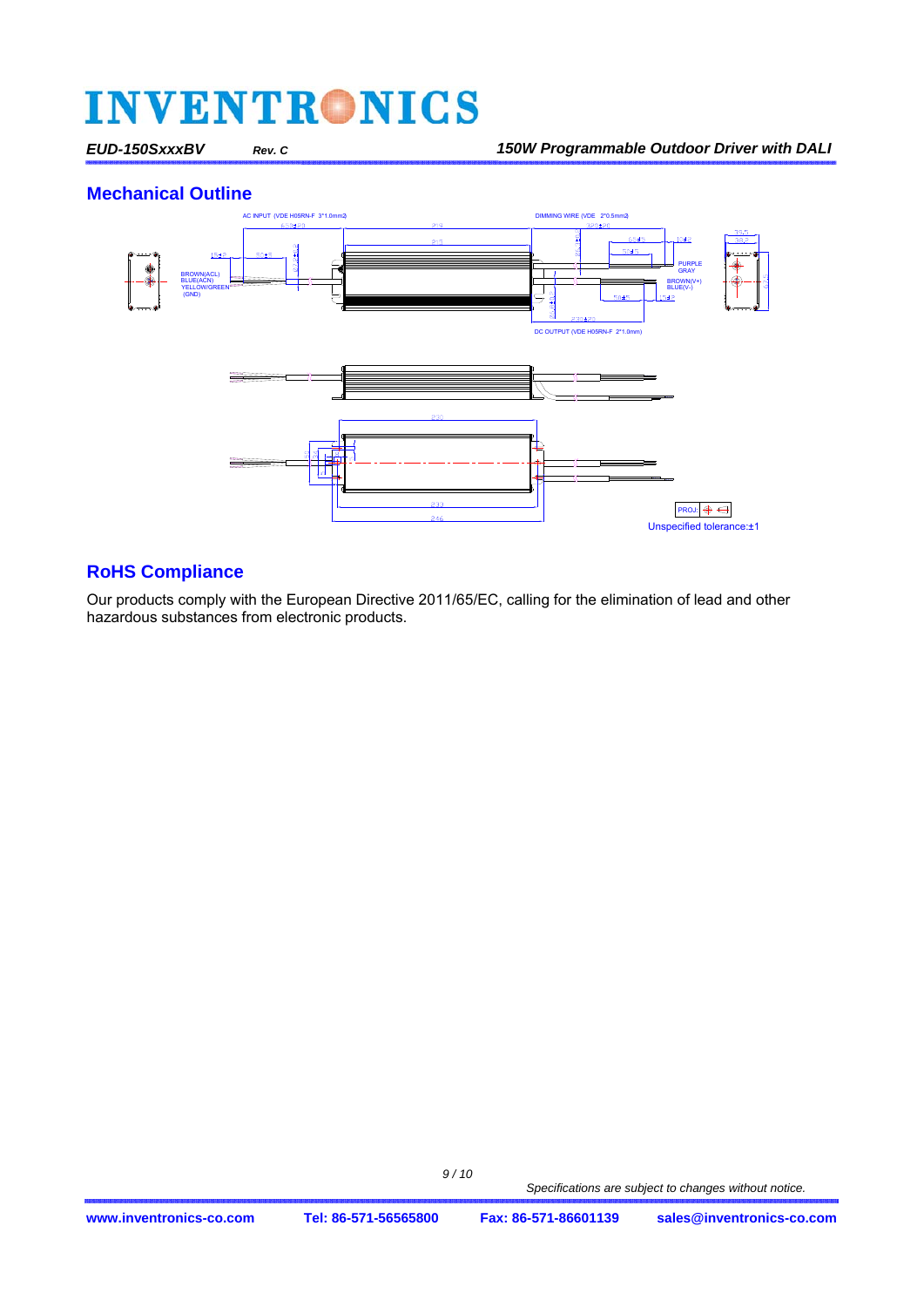## Mechanical Outline

AC INPUT (VDE H05RN-F 3*1.0mm2)

DIMMING WIRE (VDE 2*0.5mm2)

BROWN(ACL)
BLUE(ACN)
YELLOW/GREEN
(GND)

PURPLE
GRAY

BROWN(V+)
BLUE(V-)

DC OUTPUT (VDE H05RN-F 2*1.0mm)

Unspecified tolerance:±1

## RoHS Compliance

Our products comply with the European Directive 2011/65/EC, calling for the elimination of lead and other hazardous substances from electronic products.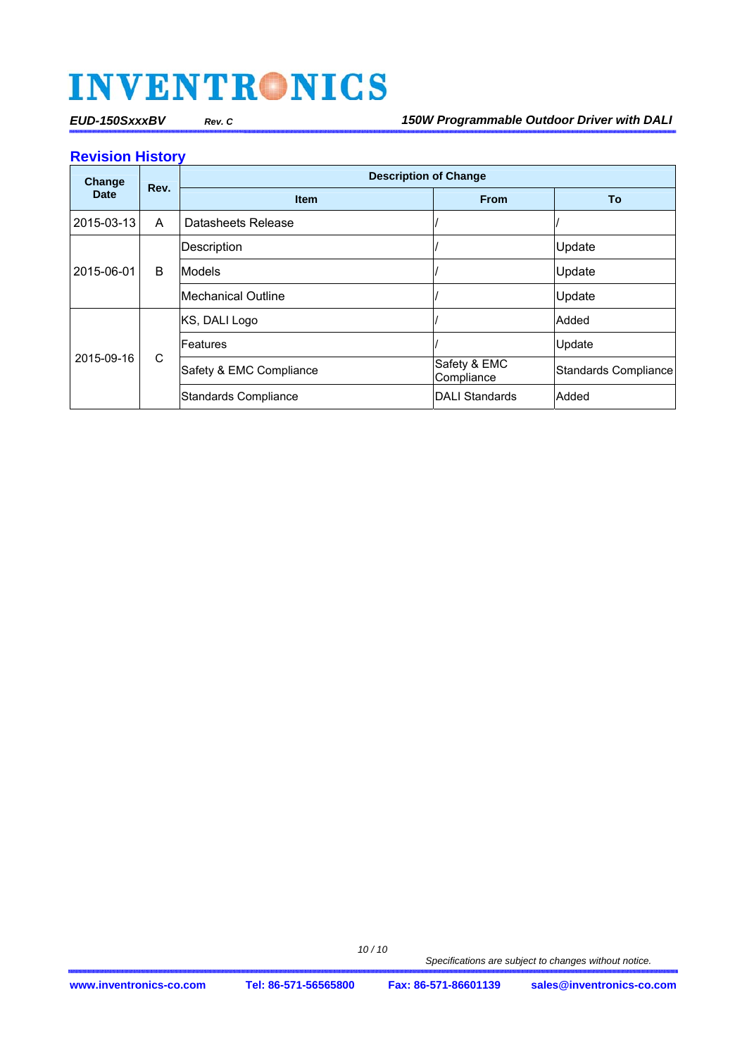## Revision History

| Change Date | Rev. | Description of Change | | |
|---|---|---|---|---|
| | | Item | From | To |
| 2015-03-13 | A | Datasheets Release | / | / |
| 2015-06-01 | B | Description | / | Update |
| | | Models | / | Update |
| | | Mechanical Outline | / | Update |
| 2015-09-16 | C | KS, DALI Logo | / | Added |
| | | Features | / | Update |
| | | Safety & EMC Compliance | Safety & EMC Compliance | Standards Compliance |
| | | Standards Compliance | DALI Standards | Added |

*Specifications are subject to changes without notice.*